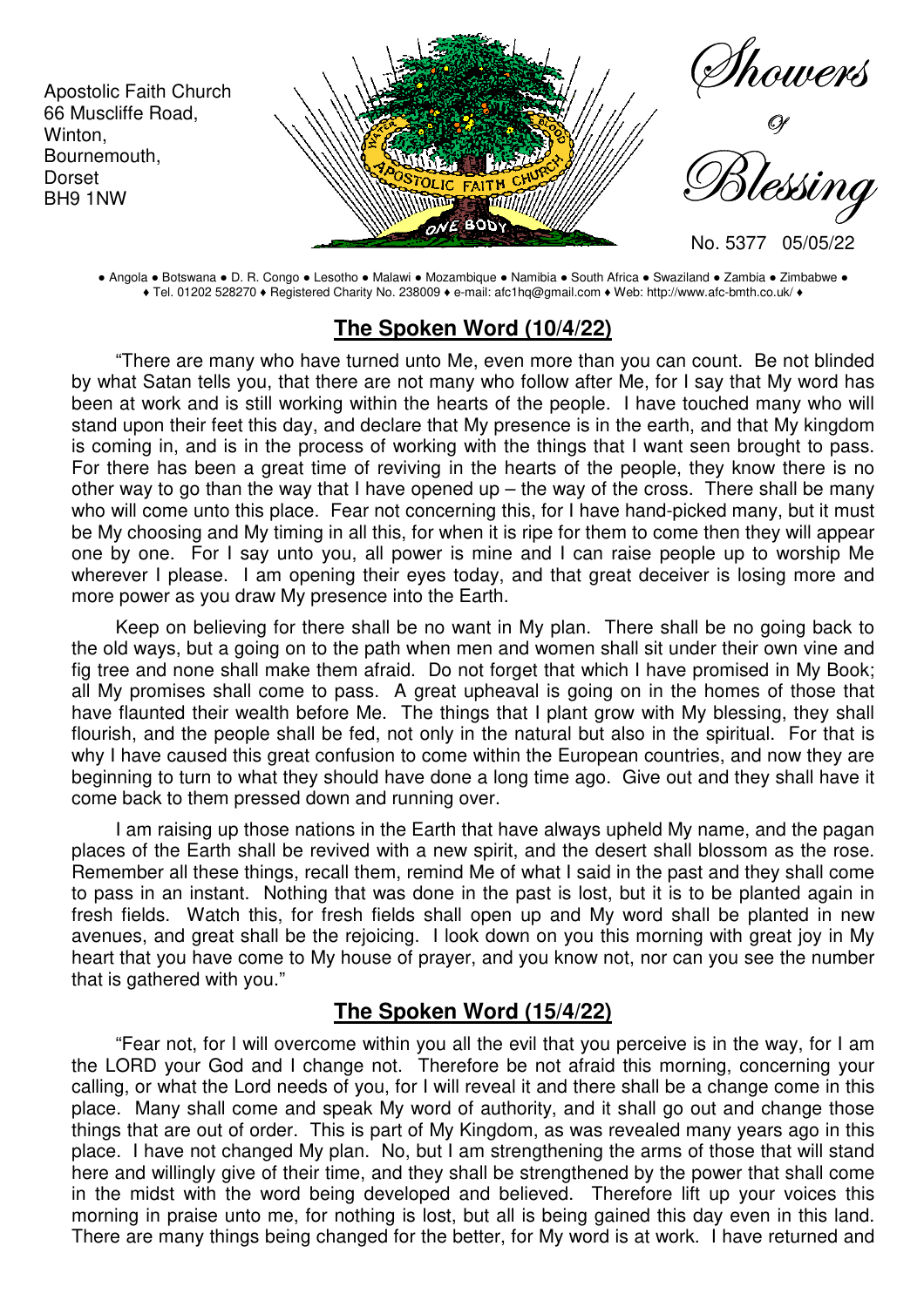Apostolic Faith Church
66 Muscliffe Road,
Winton,
Bournemouth,
Dorset
BH9 1NW

# Showers of Blessing

No. 5377 05/05/22

● Angola ● Botswana ● D. R. Congo ● Lesotho ● Malawi ● Mozambique ● Namibia ● South Africa ● Swaziland ● Zambia ● Zimbabwe ●
♦ Tel. 01202 528270 ♦ Registered Charity No. 238009 ♦ e-mail: afc1hq@gmail.com ♦ Web: http://www.afc-bmth.co.uk/ ♦

## The Spoken Word (10/4/22)

"There are many who have turned unto Me, even more than you can count. Be not blinded by what Satan tells you, that there are not many who follow after Me, for I say that My word has been at work and is still working within the hearts of the people. I have touched many who will stand upon their feet this day, and declare that My presence is in the earth, and that My kingdom is coming in, and is in the process of working with the things that I want seen brought to pass. For there has been a great time of reviving in the hearts of the people, they know there is no other way to go than the way that I have opened up – the way of the cross. There shall be many who will come unto this place. Fear not concerning this, for I have hand-picked many, but it must be My choosing and My timing in all this, for when it is ripe for them to come then they will appear one by one. For I say unto you, all power is mine and I can raise people up to worship Me wherever I please. I am opening their eyes today, and that great deceiver is losing more and more power as you draw My presence into the Earth.

Keep on believing for there shall be no want in My plan. There shall be no going back to the old ways, but a going on to the path when men and women shall sit under their own vine and fig tree and none shall make them afraid. Do not forget that which I have promised in My Book; all My promises shall come to pass. A great upheaval is going on in the homes of those that have flaunted their wealth before Me. The things that I plant grow with My blessing, they shall flourish, and the people shall be fed, not only in the natural but also in the spiritual. For that is why I have caused this great confusion to come within the European countries, and now they are beginning to turn to what they should have done a long time ago. Give out and they shall have it come back to them pressed down and running over.

I am raising up those nations in the Earth that have always upheld My name, and the pagan places of the Earth shall be revived with a new spirit, and the desert shall blossom as the rose. Remember all these things, recall them, remind Me of what I said in the past and they shall come to pass in an instant. Nothing that was done in the past is lost, but it is to be planted again in fresh fields. Watch this, for fresh fields shall open up and My word shall be planted in new avenues, and great shall be the rejoicing. I look down on you this morning with great joy in My heart that you have come to My house of prayer, and you know not, nor can you see the number that is gathered with you."

## The Spoken Word (15/4/22)

"Fear not, for I will overcome within you all the evil that you perceive is in the way, for I am the LORD your God and I change not. Therefore be not afraid this morning, concerning your calling, or what the Lord needs of you, for I will reveal it and there shall be a change come in this place. Many shall come and speak My word of authority, and it shall go out and change those things that are out of order. This is part of My Kingdom, as was revealed many years ago in this place. I have not changed My plan. No, but I am strengthening the arms of those that will stand here and willingly give of their time, and they shall be strengthened by the power that shall come in the midst with the word being developed and believed. Therefore lift up your voices this morning in praise unto me, for nothing is lost, but all is being gained this day even in this land. There are many things being changed for the better, for My word is at work. I have returned and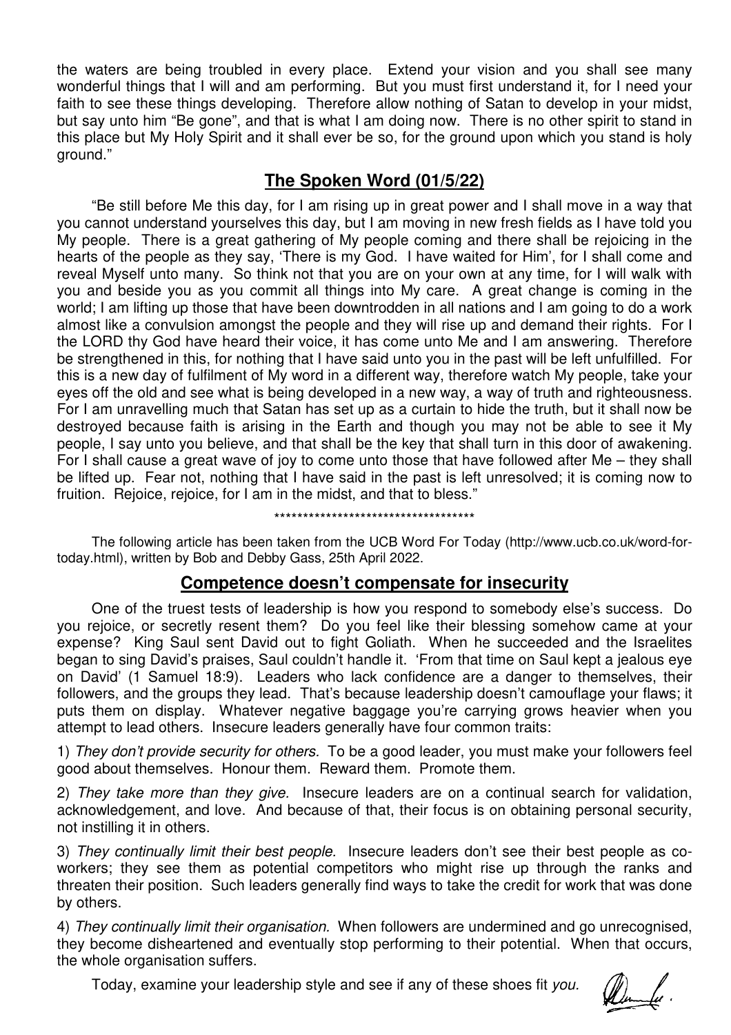the waters are being troubled in every place. Extend your vision and you shall see many wonderful things that I will and am performing. But you must first understand it, for I need your faith to see these things developing. Therefore allow nothing of Satan to develop in your midst, but say unto him "Be gone", and that is what I am doing now. There is no other spirit to stand in this place but My Holy Spirit and it shall ever be so, for the ground upon which you stand is holy ground."

## **The Spoken Word (01/5/22)**

"Be still before Me this day, for I am rising up in great power and I shall move in a way that you cannot understand yourselves this day, but I am moving in new fresh fields as I have told you My people. There is a great gathering of My people coming and there shall be rejoicing in the hearts of the people as they say, 'There is my God. I have waited for Him', for I shall come and reveal Myself unto many. So think not that you are on your own at any time, for I will walk with you and beside you as you commit all things into My care. A great change is coming in the world; I am lifting up those that have been downtrodden in all nations and I am going to do a work almost like a convulsion amongst the people and they will rise up and demand their rights. For I the LORD thy God have heard their voice, it has come unto Me and I am answering. Therefore be strengthened in this, for nothing that I have said unto you in the past will be left unfulfilled. For this is a new day of fulfilment of My word in a different way, therefore watch My people, take your eyes off the old and see what is being developed in a new way, a way of truth and righteousness. For I am unravelling much that Satan has set up as a curtain to hide the truth, but it shall now be destroyed because faith is arising in the Earth and though you may not be able to see it My people, I say unto you believe, and that shall be the key that shall turn in this door of awakening. For I shall cause a great wave of joy to come unto those that have followed after Me – they shall be lifted up. Fear not, nothing that I have said in the past is left unresolved; it is coming now to fruition. Rejoice, rejoice, for I am in the midst, and that to bless."

************************************

The following article has been taken from the UCB Word For Today (http://www.ucb.co.uk/word-for-today.html), written by Bob and Debby Gass, 25th April 2022.

## **Competence doesn't compensate for insecurity**

One of the truest tests of leadership is how you respond to somebody else's success. Do you rejoice, or secretly resent them? Do you feel like their blessing somehow came at your expense? King Saul sent David out to fight Goliath. When he succeeded and the Israelites began to sing David's praises, Saul couldn't handle it. 'From that time on Saul kept a jealous eye on David' (1 Samuel 18:9). Leaders who lack confidence are a danger to themselves, their followers, and the groups they lead. That's because leadership doesn't camouflage your flaws; it puts them on display. Whatever negative baggage you're carrying grows heavier when you attempt to lead others. Insecure leaders generally have four common traits:

1) *They don't provide security for others.* To be a good leader, you must make your followers feel good about themselves. Honour them. Reward them. Promote them.

2) *They take more than they give.* Insecure leaders are on a continual search for validation, acknowledgement, and love. And because of that, their focus is on obtaining personal security, not instilling it in others.

3) *They continually limit their best people.* Insecure leaders don't see their best people as co-workers; they see them as potential competitors who might rise up through the ranks and threaten their position. Such leaders generally find ways to take the credit for work that was done by others.

4) *They continually limit their organisation.* When followers are undermined and go unrecognised, they become disheartened and eventually stop performing to their potential. When that occurs, the whole organisation suffers.

Today, examine your leadership style and see if any of these shoes fit *you*.